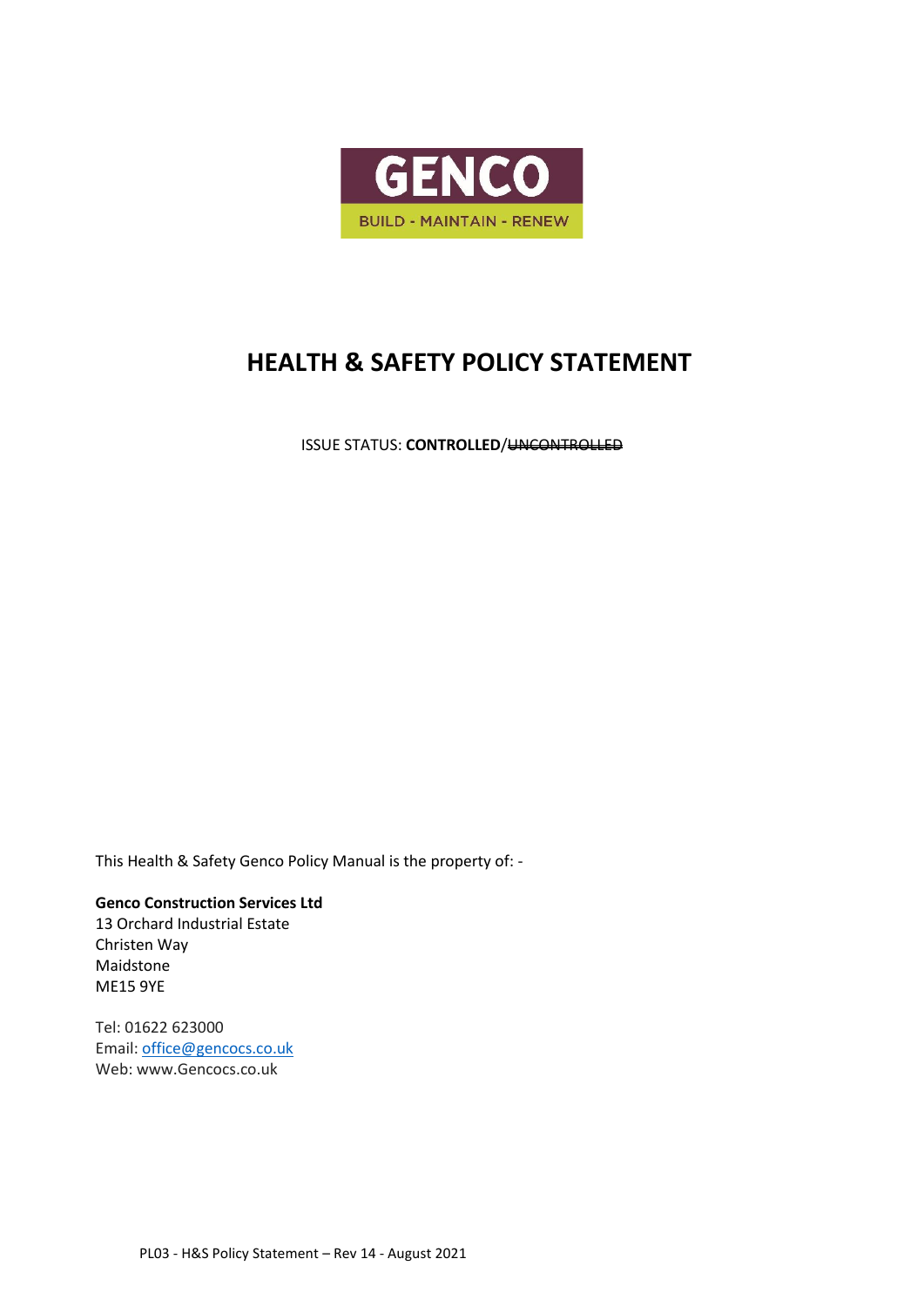GENCO

BUILD - MAINTAIN - RENEW

# HEALTH & SAFETY POLICY STATEMENT

ISSUE STATUS: **CONTROLLED**/~~UNCONTROLLED~~

This Health & Safety Genco Policy Manual is the property of: -

**Genco Construction Services Ltd**
13 Orchard Industrial Estate
Christen Way
Maidstone
ME15 9YE

Tel: 01622 623000
Email: office@gencocs.co.uk
Web: www.Gencocs.co.uk

PL03 - H&S Policy Statement – Rev 14 - August 2021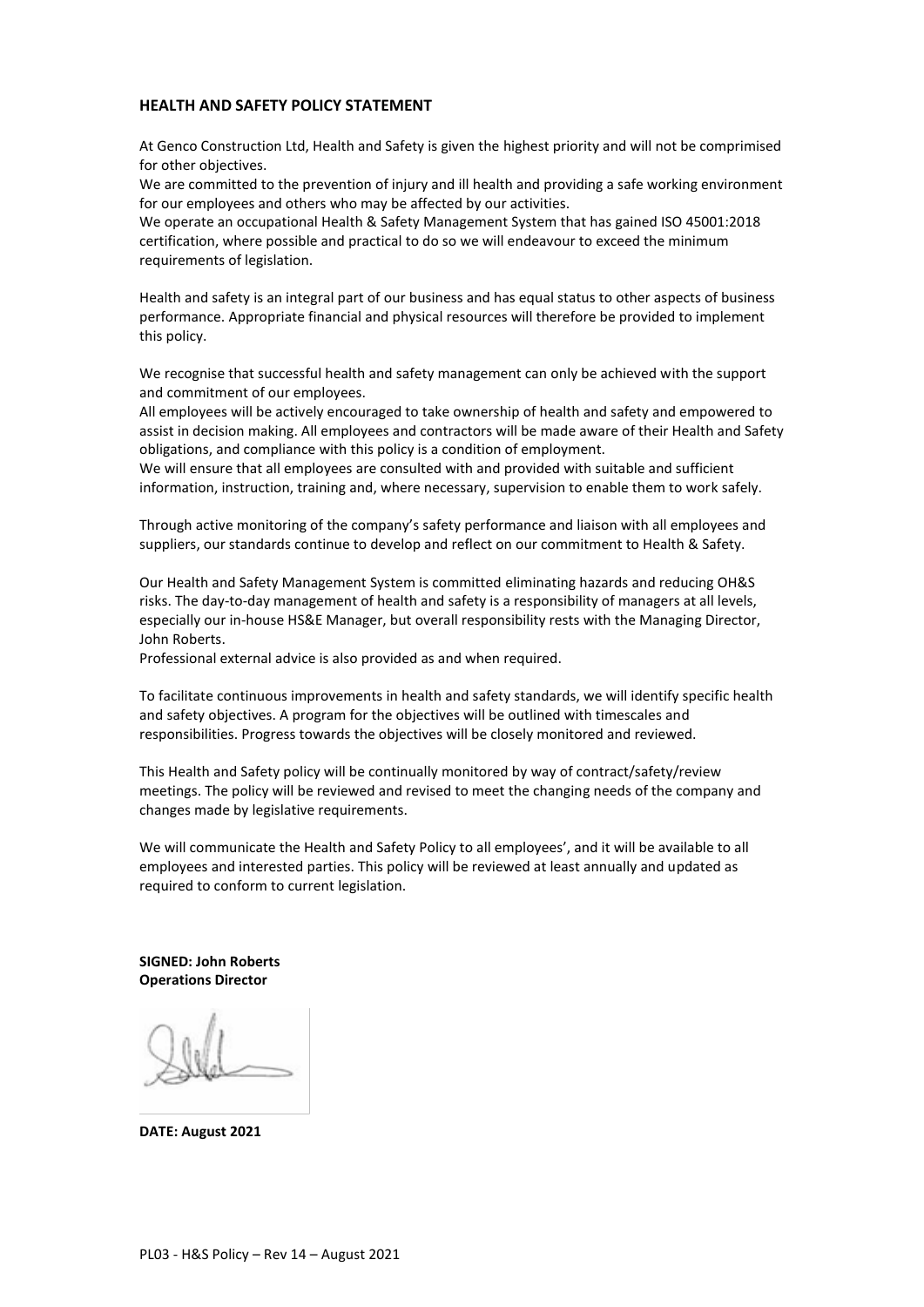**HEALTH AND SAFETY POLICY STATEMENT**

At Genco Construction Ltd, Health and Safety is given the highest priority and will not be comprimised for other objectives.
We are committed to the prevention of injury and ill health and providing a safe working environment for our employees and others who may be affected by our activities.
We operate an occupational Health & Safety Management System that has gained ISO 45001:2018 certification, where possible and practical to do so we will endeavour to exceed the minimum requirements of legislation.

Health and safety is an integral part of our business and has equal status to other aspects of business performance. Appropriate financial and physical resources will therefore be provided to implement this policy.

We recognise that successful health and safety management can only be achieved with the support and commitment of our employees.
All employees will be actively encouraged to take ownership of health and safety and empowered to assist in decision making. All employees and contractors will be made aware of their Health and Safety obligations, and compliance with this policy is a condition of employment.
We will ensure that all employees are consulted with and provided with suitable and sufficient information, instruction, training and, where necessary, supervision to enable them to work safely.

Through active monitoring of the company's safety performance and liaison with all employees and suppliers, our standards continue to develop and reflect on our commitment to Health & Safety.

Our Health and Safety Management System is committed eliminating hazards and reducing OH&S risks. The day-to-day management of health and safety is a responsibility of managers at all levels, especially our in-house HS&E Manager, but overall responsibility rests with the Managing Director, John Roberts.
Professional external advice is also provided as and when required.

To facilitate continuous improvements in health and safety standards, we will identify specific health and safety objectives. A program for the objectives will be outlined with timescales and responsibilities. Progress towards the objectives will be closely monitored and reviewed.

This Health and Safety policy will be continually monitored by way of contract/safety/review meetings. The policy will be reviewed and revised to meet the changing needs of the company and changes made by legislative requirements.

We will communicate the Health and Safety Policy to all employees', and it will be available to all employees and interested parties. This policy will be reviewed at least annually and updated as required to conform to current legislation.

**SIGNED: John Roberts**
**Operations Director**

**DATE: August 2021**